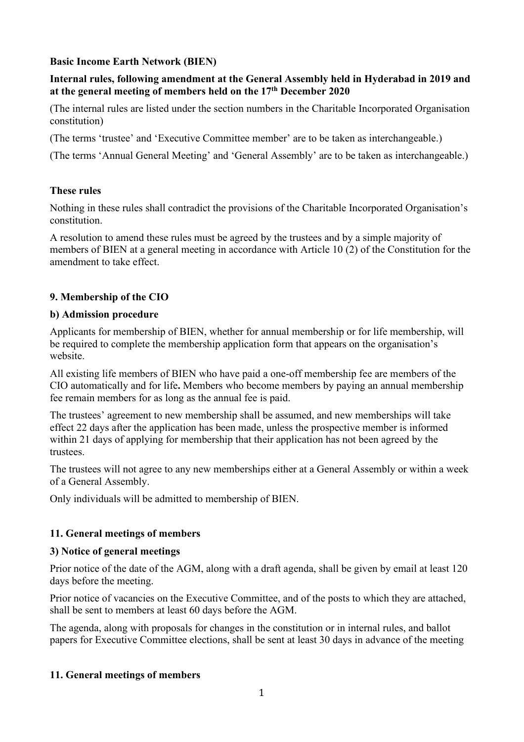**Basic Income Earth Network (BIEN)**

**Internal rules, following amendment at the General Assembly held in Hyderabad in 2019 and at the general meeting of members held on the 17th December 2020**

(The internal rules are listed under the section numbers in the Charitable Incorporated Organisation constitution)

(The terms 'trustee' and 'Executive Committee member' are to be taken as interchangeable.)

(The terms 'Annual General Meeting' and 'General Assembly' are to be taken as interchangeable.)

**These rules**

Nothing in these rules shall contradict the provisions of the Charitable Incorporated Organisation's constitution.

A resolution to amend these rules must be agreed by the trustees and by a simple majority of members of BIEN at a general meeting in accordance with Article 10 (2) of the Constitution for the amendment to take effect.

**9. Membership of the CIO**

**b) Admission procedure**

Applicants for membership of BIEN, whether for annual membership or for life membership, will be required to complete the membership application form that appears on the organisation's website.

All existing life members of BIEN who have paid a one-off membership fee are members of the CIO automatically and for life**.** Members who become members by paying an annual membership fee remain members for as long as the annual fee is paid.

The trustees' agreement to new membership shall be assumed, and new memberships will take effect 22 days after the application has been made, unless the prospective member is informed within 21 days of applying for membership that their application has not been agreed by the trustees.

The trustees will not agree to any new memberships either at a General Assembly or within a week of a General Assembly.

Only individuals will be admitted to membership of BIEN.

**11. General meetings of members**

**3) Notice of general meetings**

Prior notice of the date of the AGM, along with a draft agenda, shall be given by email at least 120 days before the meeting.

Prior notice of vacancies on the Executive Committee, and of the posts to which they are attached, shall be sent to members at least 60 days before the AGM.

The agenda, along with proposals for changes in the constitution or in internal rules, and ballot papers for Executive Committee elections, shall be sent at least 30 days in advance of the meeting

**11. General meetings of members**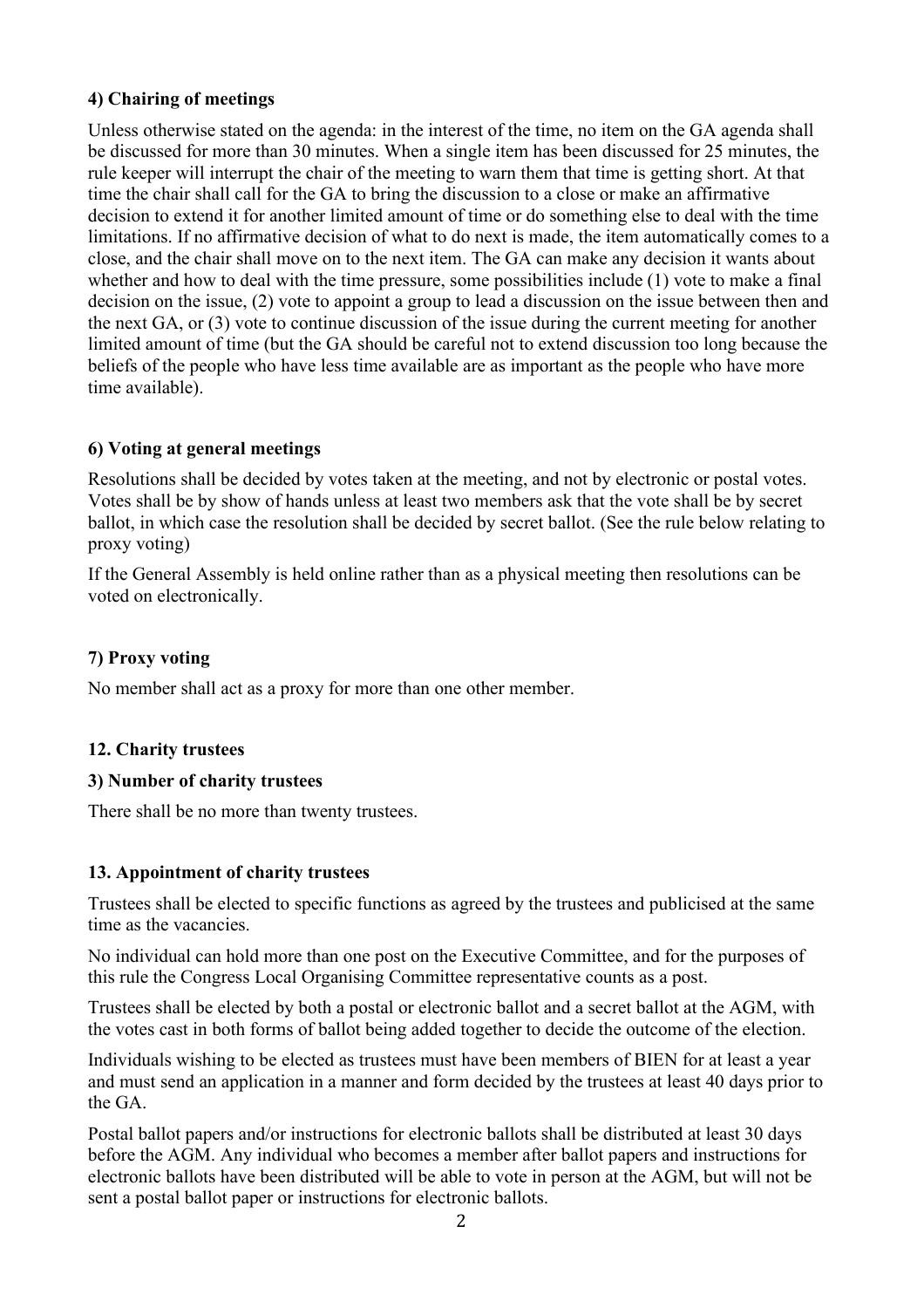#### 4) Chairing of meetings

Unless otherwise stated on the agenda: in the interest of the time, no item on the GA agenda shall be discussed for more than 30 minutes. When a single item has been discussed for 25 minutes, the rule keeper will interrupt the chair of the meeting to warn them that time is getting short. At that time the chair shall call for the GA to bring the discussion to a close or make an affirmative decision to extend it for another limited amount of time or do something else to deal with the time limitations. If no affirmative decision of what to do next is made, the item automatically comes to a close, and the chair shall move on to the next item. The GA can make any decision it wants about whether and how to deal with the time pressure, some possibilities include (1) vote to make a final decision on the issue, (2) vote to appoint a group to lead a discussion on the issue between then and the next GA, or (3) vote to continue discussion of the issue during the current meeting for another limited amount of time (but the GA should be careful not to extend discussion too long because the beliefs of the people who have less time available are as important as the people who have more time available).

#### 6) Voting at general meetings

Resolutions shall be decided by votes taken at the meeting, and not by electronic or postal votes. Votes shall be by show of hands unless at least two members ask that the vote shall be by secret ballot, in which case the resolution shall be decided by secret ballot. (See the rule below relating to proxy voting)

If the General Assembly is held online rather than as a physical meeting then resolutions can be voted on electronically.

#### 7) Proxy voting

No member shall act as a proxy for more than one other member.

### 12. Charity trustees

#### 3) Number of charity trustees

There shall be no more than twenty trustees.

### 13. Appointment of charity trustees

Trustees shall be elected to specific functions as agreed by the trustees and publicised at the same time as the vacancies.

No individual can hold more than one post on the Executive Committee, and for the purposes of this rule the Congress Local Organising Committee representative counts as a post.

Trustees shall be elected by both a postal or electronic ballot and a secret ballot at the AGM, with the votes cast in both forms of ballot being added together to decide the outcome of the election.

Individuals wishing to be elected as trustees must have been members of BIEN for at least a year and must send an application in a manner and form decided by the trustees at least 40 days prior to the GA.

Postal ballot papers and/or instructions for electronic ballots shall be distributed at least 30 days before the AGM. Any individual who becomes a member after ballot papers and instructions for electronic ballots have been distributed will be able to vote in person at the AGM, but will not be sent a postal ballot paper or instructions for electronic ballots.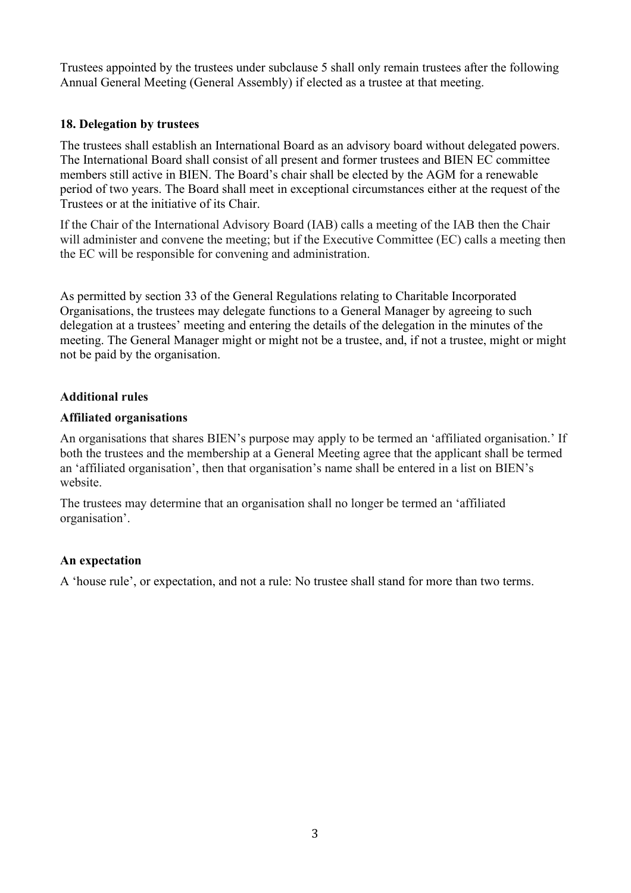Trustees appointed by the trustees under subclause 5 shall only remain trustees after the following Annual General Meeting (General Assembly) if elected as a trustee at that meeting.

**18. Delegation by trustees**

The trustees shall establish an International Board as an advisory board without delegated powers. The International Board shall consist of all present and former trustees and BIEN EC committee members still active in BIEN. The Board's chair shall be elected by the AGM for a renewable period of two years. The Board shall meet in exceptional circumstances either at the request of the Trustees or at the initiative of its Chair.

If the Chair of the International Advisory Board (IAB) calls a meeting of the IAB then the Chair will administer and convene the meeting; but if the Executive Committee (EC) calls a meeting then the EC will be responsible for convening and administration.

As permitted by section 33 of the General Regulations relating to Charitable Incorporated Organisations, the trustees may delegate functions to a General Manager by agreeing to such delegation at a trustees' meeting and entering the details of the delegation in the minutes of the meeting. The General Manager might or might not be a trustee, and, if not a trustee, might or might not be paid by the organisation.

**Additional rules**

**Affiliated organisations**

An organisations that shares BIEN's purpose may apply to be termed an 'affiliated organisation.' If both the trustees and the membership at a General Meeting agree that the applicant shall be termed an 'affiliated organisation', then that organisation's name shall be entered in a list on BIEN's website.

The trustees may determine that an organisation shall no longer be termed an 'affiliated organisation'.

**An expectation**

A 'house rule', or expectation, and not a rule: No trustee shall stand for more than two terms.